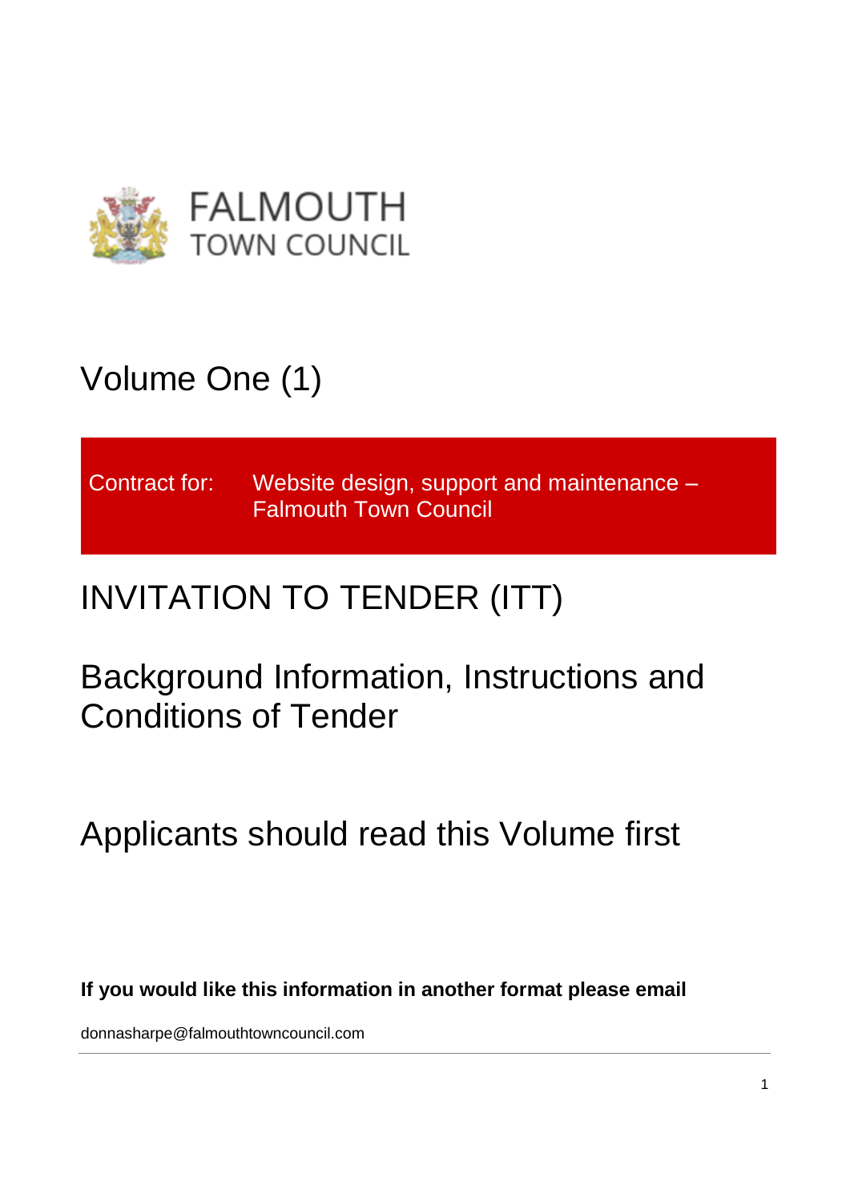FALMOUTH
TOWN COUNCIL

# Volume One (1)

| Contract for: | Website design, support and maintenance – Falmouth Town Council |
| --- | --- |

# INVITATION TO TENDER (ITT)

## Background Information, Instructions and Conditions of Tender

## Applicants should read this Volume first

**If you would like this information in another format please email**

donnasharpe@falmouthtowncouncil.com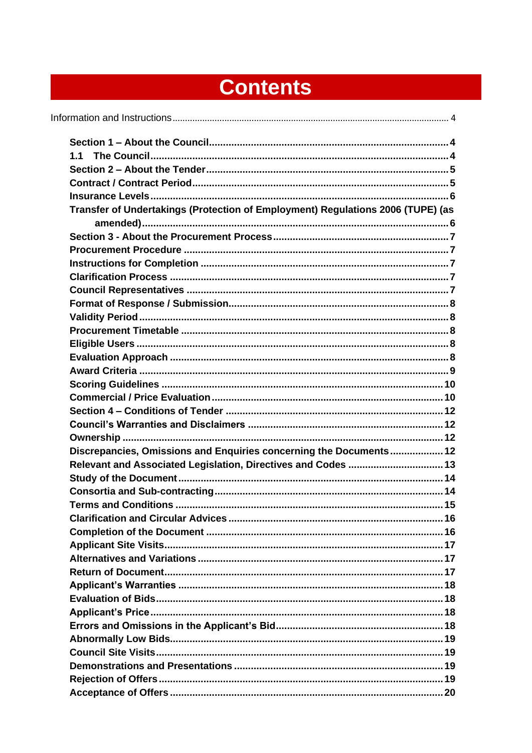# Contents

Information and Instructions ..... 4

**Section 1 – About the Council ..... 4**
**1.1 The Council ..... 4**
**Section 2 – About the Tender ..... 5**
**Contract / Contract Period ..... 5**
**Insurance Levels ..... 6**
**Transfer of Undertakings (Protection of Employment) Regulations 2006 (TUPE) (as amended) ..... 6**
**Section 3 - About the Procurement Process ..... 7**
**Procurement Procedure ..... 7**
**Instructions for Completion ..... 7**
**Clarification Process ..... 7**
**Council Representatives ..... 7**
**Format of Response / Submission ..... 8**
**Validity Period ..... 8**
**Procurement Timetable ..... 8**
**Eligible Users ..... 8**
**Evaluation Approach ..... 8**
**Award Criteria ..... 9**
**Scoring Guidelines ..... 10**
**Commercial / Price Evaluation ..... 10**
**Section 4 – Conditions of Tender ..... 12**
**Council's Warranties and Disclaimers ..... 12**
**Ownership ..... 12**
**Discrepancies, Omissions and Enquiries concerning the Documents ..... 12**
**Relevant and Associated Legislation, Directives and Codes ..... 13**
**Study of the Document ..... 14**
**Consortia and Sub-contracting ..... 14**
**Terms and Conditions ..... 15**
**Clarification and Circular Advices ..... 16**
**Completion of the Document ..... 16**
**Applicant Site Visits ..... 17**
**Alternatives and Variations ..... 17**
**Return of Document ..... 17**
**Applicant's Warranties ..... 18**
**Evaluation of Bids ..... 18**
**Applicant's Price ..... 18**
**Errors and Omissions in the Applicant's Bid ..... 18**
**Abnormally Low Bids ..... 19**
**Council Site Visits ..... 19**
**Demonstrations and Presentations ..... 19**
**Rejection of Offers ..... 19**
**Acceptance of Offers ..... 20**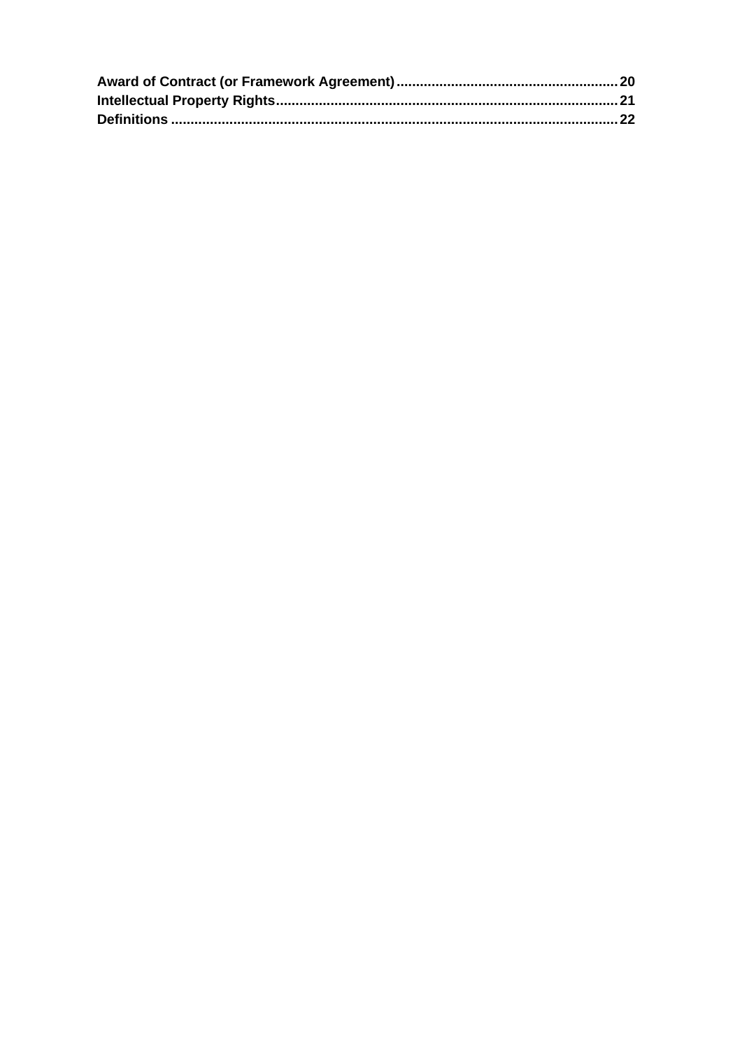**Award of Contract (or Framework Agreement)** ........................................................ **20**
**Intellectual Property Rights** ....................................................................................... **21**
**Definitions** ................................................................................................................. **22**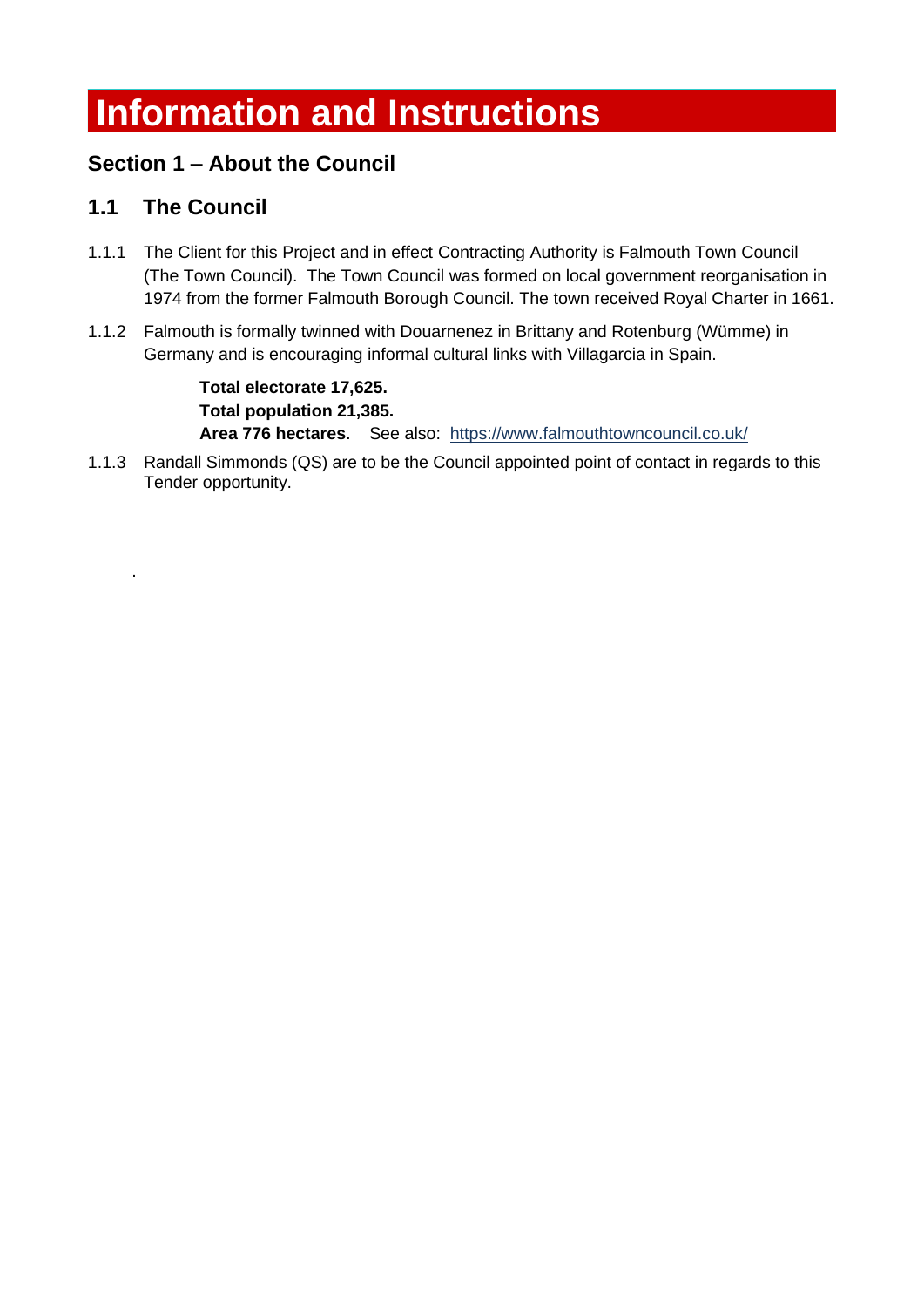# Information and Instructions

## Section 1 – About the Council

### 1.1 The Council

1.1.1 The Client for this Project and in effect Contracting Authority is Falmouth Town Council (The Town Council). The Town Council was formed on local government reorganisation in 1974 from the former Falmouth Borough Council. The town received Royal Charter in 1661.

1.1.2 Falmouth is formally twinned with Douarnenez in Brittany and Rotenburg (Wümme) in Germany and is encouraging informal cultural links with Villagarcia in Spain.

**Total electorate 17,625.**
**Total population 21,385.**
**Area 776 hectares.** See also: https://www.falmouthtowncouncil.co.uk/

1.1.3 Randall Simmonds (QS) are to be the Council appointed point of contact in regards to this Tender opportunity.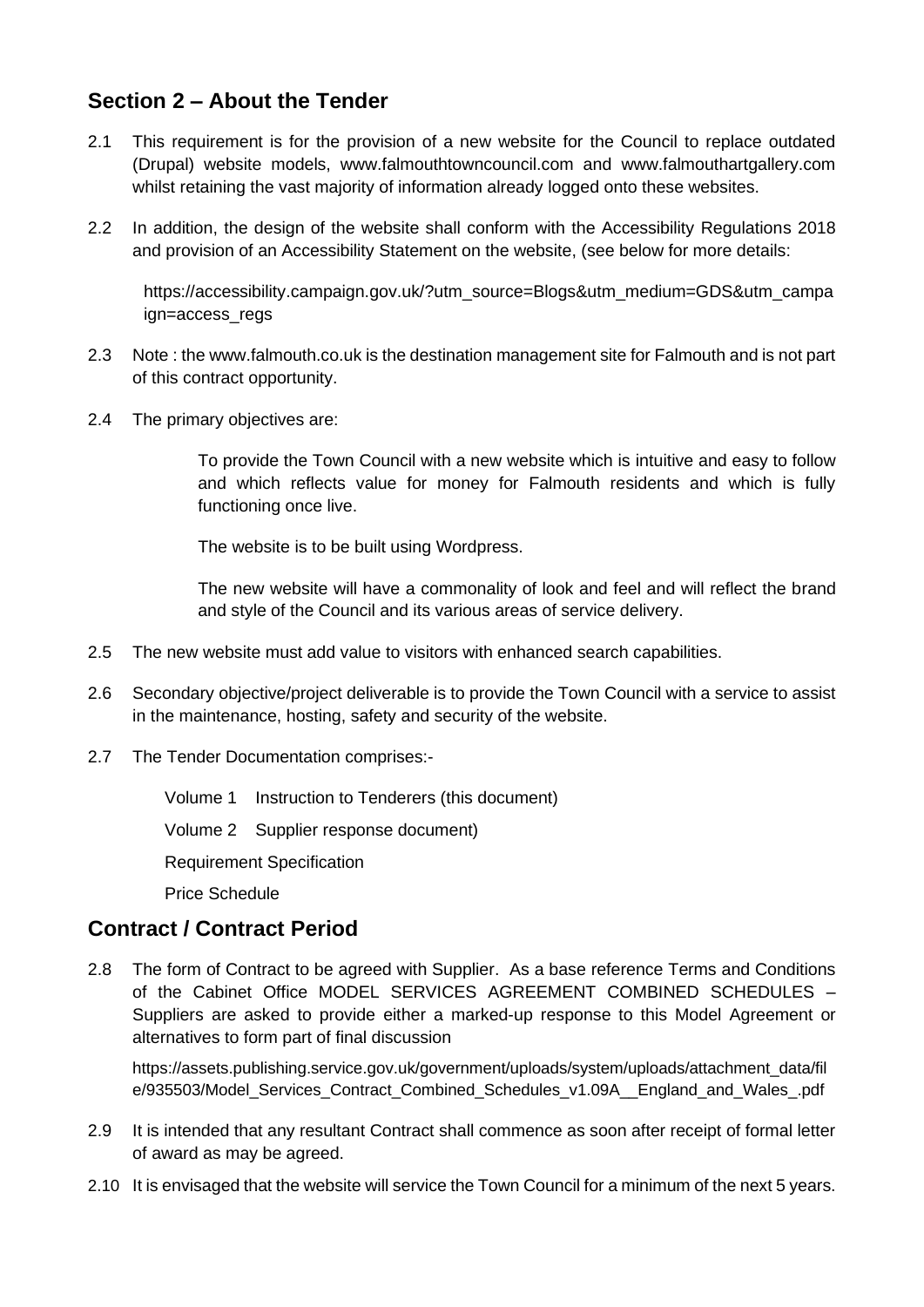## Section 2 – About the Tender

2.1 This requirement is for the provision of a new website for the Council to replace outdated (Drupal) website models, www.falmouthtowncouncil.com and www.falmouthartgallery.com whilst retaining the vast majority of information already logged onto these websites.

2.2 In addition, the design of the website shall conform with the Accessibility Regulations 2018 and provision of an Accessibility Statement on the website, (see below for more details:

https://accessibility.campaign.gov.uk/?utm_source=Blogs&utm_medium=GDS&utm_campaign=access_regs

2.3 Note : the www.falmouth.co.uk is the destination management site for Falmouth and is not part of this contract opportunity.

2.4 The primary objectives are:

To provide the Town Council with a new website which is intuitive and easy to follow and which reflects value for money for Falmouth residents and which is fully functioning once live.

The website is to be built using Wordpress.

The new website will have a commonality of look and feel and will reflect the brand and style of the Council and its various areas of service delivery.

2.5 The new website must add value to visitors with enhanced search capabilities.

2.6 Secondary objective/project deliverable is to provide the Town Council with a service to assist in the maintenance, hosting, safety and security of the website.

2.7 The Tender Documentation comprises:-

Volume 1 Instruction to Tenderers (this document)

Volume 2 Supplier response document)

Requirement Specification

Price Schedule

## Contract / Contract Period

2.8 The form of Contract to be agreed with Supplier. As a base reference Terms and Conditions of the Cabinet Office MODEL SERVICES AGREEMENT COMBINED SCHEDULES – Suppliers are asked to provide either a marked-up response to this Model Agreement or alternatives to form part of final discussion

https://assets.publishing.service.gov.uk/government/uploads/system/uploads/attachment_data/file/935503/Model_Services_Contract_Combined_Schedules_v1.09A__England_and_Wales_.pdf

2.9 It is intended that any resultant Contract shall commence as soon after receipt of formal letter of award as may be agreed.

2.10 It is envisaged that the website will service the Town Council for a minimum of the next 5 years.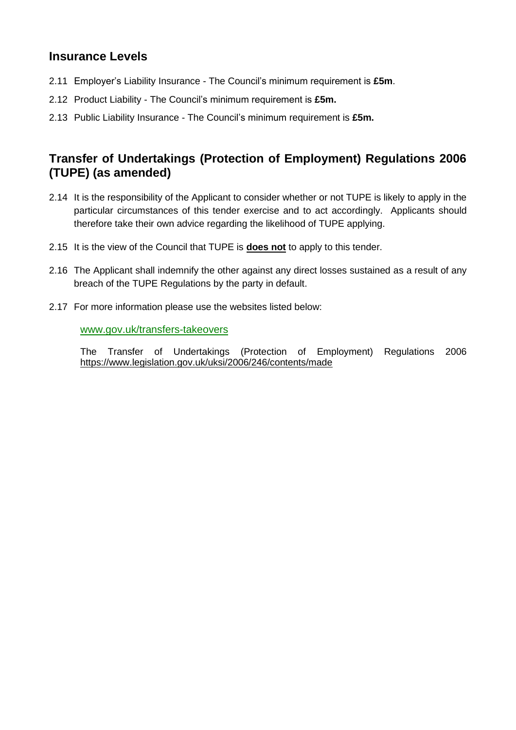## Insurance Levels

2.11 Employer's Liability Insurance - The Council's minimum requirement is **£5m**.

2.12 Product Liability - The Council's minimum requirement is **£5m.**

2.13 Public Liability Insurance - The Council's minimum requirement is **£5m.**

## Transfer of Undertakings (Protection of Employment) Regulations 2006 (TUPE) (as amended)

2.14 It is the responsibility of the Applicant to consider whether or not TUPE is likely to apply in the particular circumstances of this tender exercise and to act accordingly. Applicants should therefore take their own advice regarding the likelihood of TUPE applying.

2.15 It is the view of the Council that TUPE is **does not** to apply to this tender.

2.16 The Applicant shall indemnify the other against any direct losses sustained as a result of any breach of the TUPE Regulations by the party in default.

2.17 For more information please use the websites listed below:

www.gov.uk/transfers-takeovers

The Transfer of Undertakings (Protection of Employment) Regulations 2006 https://www.legislation.gov.uk/uksi/2006/246/contents/made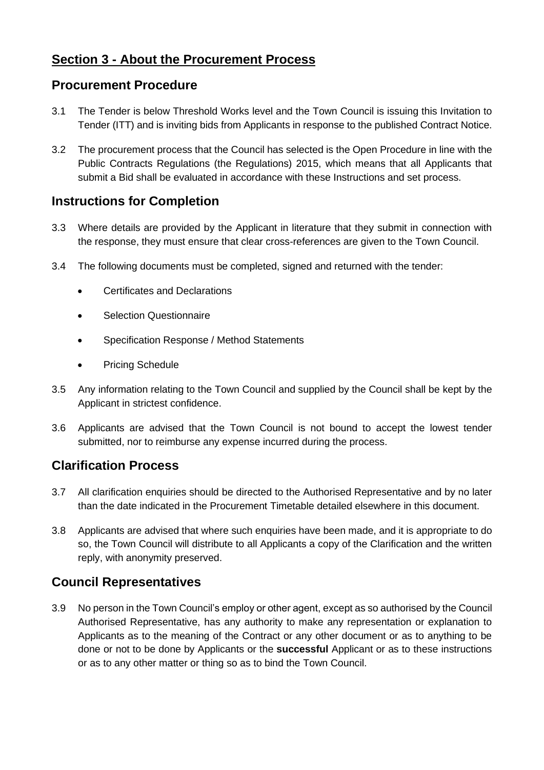## Section 3 - About the Procurement Process

### Procurement Procedure

3.1 The Tender is below Threshold Works level and the Town Council is issuing this Invitation to Tender (ITT) and is inviting bids from Applicants in response to the published Contract Notice.

3.2 The procurement process that the Council has selected is the Open Procedure in line with the Public Contracts Regulations (the Regulations) 2015, which means that all Applicants that submit a Bid shall be evaluated in accordance with these Instructions and set process.

### Instructions for Completion

3.3 Where details are provided by the Applicant in literature that they submit in connection with the response, they must ensure that clear cross-references are given to the Town Council.

3.4 The following documents must be completed, signed and returned with the tender:

- Certificates and Declarations
- Selection Questionnaire
- Specification Response / Method Statements
- Pricing Schedule

3.5 Any information relating to the Town Council and supplied by the Council shall be kept by the Applicant in strictest confidence.

3.6 Applicants are advised that the Town Council is not bound to accept the lowest tender submitted, nor to reimburse any expense incurred during the process.

### Clarification Process

3.7 All clarification enquiries should be directed to the Authorised Representative and by no later than the date indicated in the Procurement Timetable detailed elsewhere in this document.

3.8 Applicants are advised that where such enquiries have been made, and it is appropriate to do so, the Town Council will distribute to all Applicants a copy of the Clarification and the written reply, with anonymity preserved.

### Council Representatives

3.9 No person in the Town Council's employ or other agent, except as so authorised by the Council Authorised Representative, has any authority to make any representation or explanation to Applicants as to the meaning of the Contract or any other document or as to anything to be done or not to be done by Applicants or the **successful** Applicant or as to these instructions or as to any other matter or thing so as to bind the Town Council.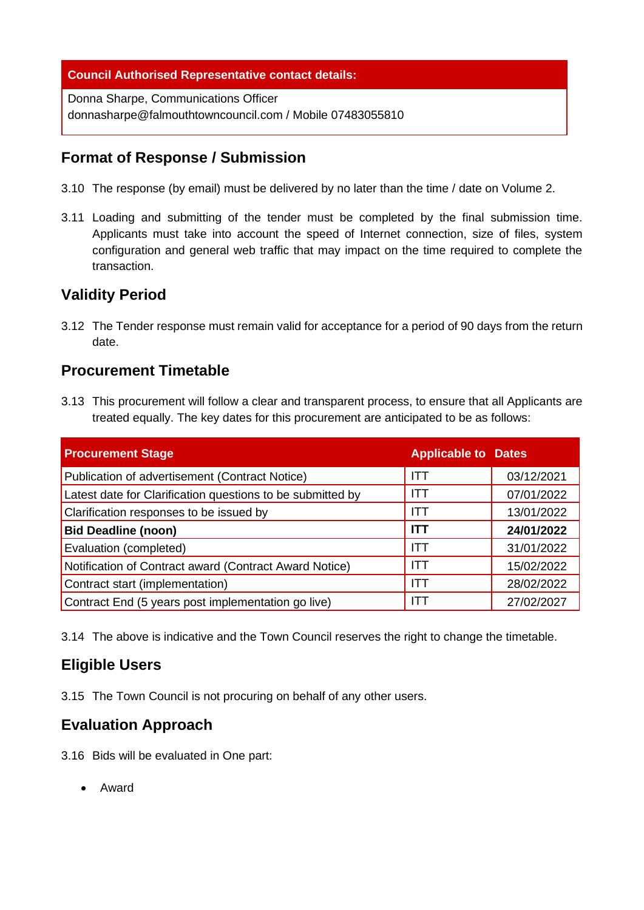| Council Authorised Representative contact details: |
|---|
| Donna Sharpe, Communications Officer<br>donnasharpe@falmouthtowncouncil.com / Mobile 07483055810 |

## Format of Response / Submission

3.10 The response (by email) must be delivered by no later than the time / date on Volume 2.

3.11 Loading and submitting of the tender must be completed by the final submission time. Applicants must take into account the speed of Internet connection, size of files, system configuration and general web traffic that may impact on the time required to complete the transaction.

## Validity Period

3.12 The Tender response must remain valid for acceptance for a period of 90 days from the return date.

## Procurement Timetable

3.13 This procurement will follow a clear and transparent process, to ensure that all Applicants are treated equally. The key dates for this procurement are anticipated to be as follows:

| Procurement Stage | Applicable to | Dates |
|---|---|---|
| Publication of advertisement (Contract Notice) | ITT | 03/12/2021 |
| Latest date for Clarification questions to be submitted by | ITT | 07/01/2022 |
| Clarification responses to be issued by | ITT | 13/01/2022 |
| **Bid Deadline (noon)** | **ITT** | **24/01/2022** |
| Evaluation (completed) | ITT | 31/01/2022 |
| Notification of Contract award (Contract Award Notice) | ITT | 15/02/2022 |
| Contract start (implementation) | ITT | 28/02/2022 |
| Contract End (5 years post implementation go live) | ITT | 27/02/2027 |

3.14 The above is indicative and the Town Council reserves the right to change the timetable.

## Eligible Users

3.15 The Town Council is not procuring on behalf of any other users.

## Evaluation Approach

3.16 Bids will be evaluated in One part:

- Award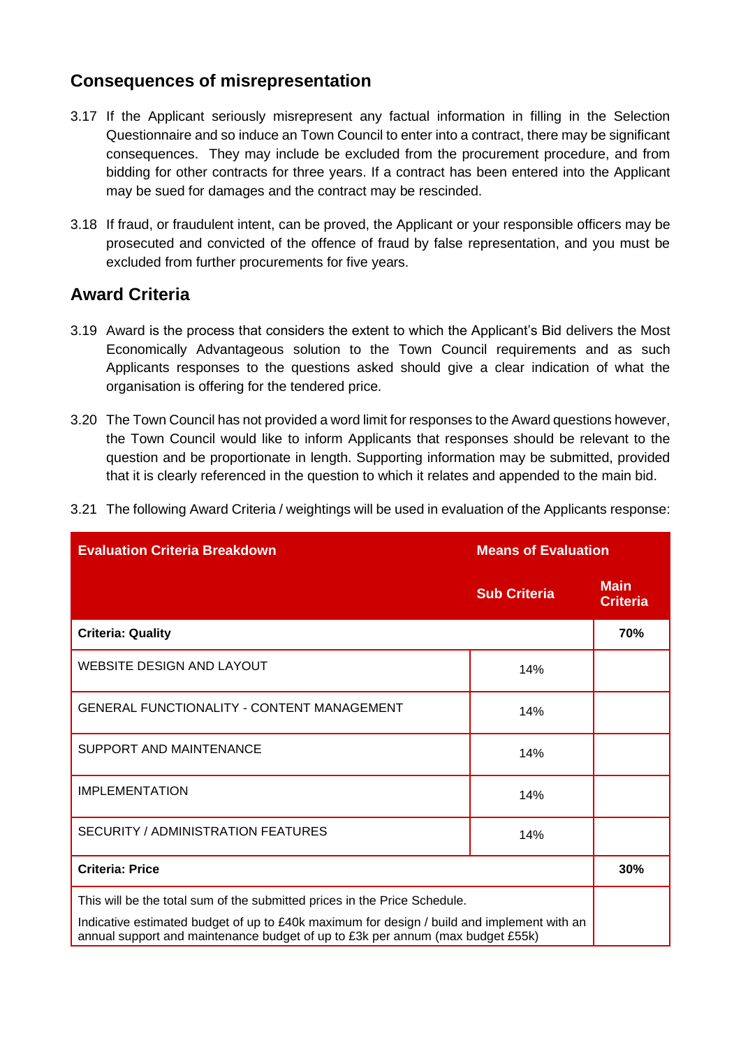## Consequences of misrepresentation

3.17 If the Applicant seriously misrepresent any factual information in filling in the Selection Questionnaire and so induce an Town Council to enter into a contract, there may be significant consequences. They may include be excluded from the procurement procedure, and from bidding for other contracts for three years. If a contract has been entered into the Applicant may be sued for damages and the contract may be rescinded.

3.18 If fraud, or fraudulent intent, can be proved, the Applicant or your responsible officers may be prosecuted and convicted of the offence of fraud by false representation, and you must be excluded from further procurements for five years.

## Award Criteria

3.19 Award is the process that considers the extent to which the Applicant's Bid delivers the Most Economically Advantageous solution to the Town Council requirements and as such Applicants responses to the questions asked should give a clear indication of what the organisation is offering for the tendered price.

3.20 The Town Council has not provided a word limit for responses to the Award questions however, the Town Council would like to inform Applicants that responses should be relevant to the question and be proportionate in length. Supporting information may be submitted, provided that it is clearly referenced in the question to which it relates and appended to the main bid.

3.21 The following Award Criteria / weightings will be used in evaluation of the Applicants response:

| Evaluation Criteria Breakdown | Means of Evaluation | |
|---|---|---|
| | Sub Criteria | Main Criteria |
| **Criteria: Quality** | | **70%** |
| WEBSITE DESIGN AND LAYOUT | 14% | |
| GENERAL FUNCTIONALITY - CONTENT MANAGEMENT | 14% | |
| SUPPORT AND MAINTENANCE | 14% | |
| IMPLEMENTATION | 14% | |
| SECURITY / ADMINISTRATION FEATURES | 14% | |
| **Criteria: Price** | | **30%** |
| This will be the total sum of the submitted prices in the Price Schedule. Indicative estimated budget of up to £40k maximum for design / build and implement with an annual support and maintenance budget of up to £3k per annum (max budget £55k) | | |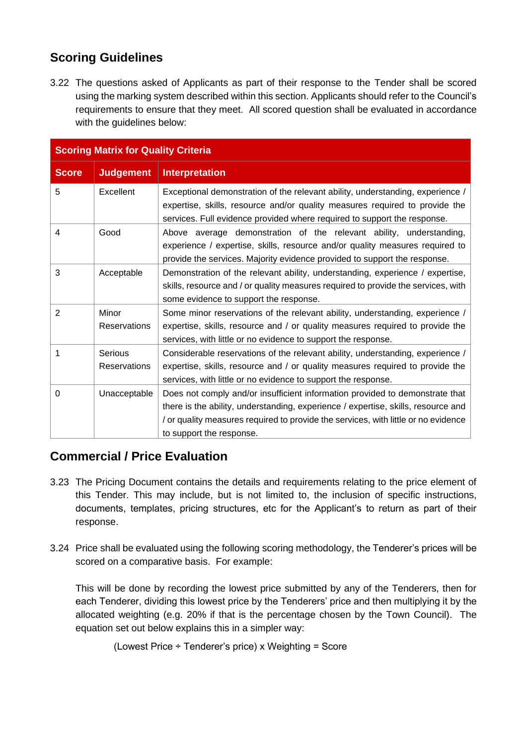## Scoring Guidelines

3.22 The questions asked of Applicants as part of their response to the Tender shall be scored using the marking system described within this section. Applicants should refer to the Council's requirements to ensure that they meet. All scored question shall be evaluated in accordance with the guidelines below:

| **Scoring Matrix for Quality Criteria** | | |
|---|---|---|
| **Score** | **Judgement** | **Interpretation** |
| 5 | Excellent | Exceptional demonstration of the relevant ability, understanding, experience / expertise, skills, resource and/or quality measures required to provide the services. Full evidence provided where required to support the response. |
| 4 | Good | Above average demonstration of the relevant ability, understanding, experience / expertise, skills, resource and/or quality measures required to provide the services. Majority evidence provided to support the response. |
| 3 | Acceptable | Demonstration of the relevant ability, understanding, experience / expertise, skills, resource and / or quality measures required to provide the services, with some evidence to support the response. |
| 2 | Minor Reservations | Some minor reservations of the relevant ability, understanding, experience / expertise, skills, resource and / or quality measures required to provide the services, with little or no evidence to support the response. |
| 1 | Serious Reservations | Considerable reservations of the relevant ability, understanding, experience / expertise, skills, resource and / or quality measures required to provide the services, with little or no evidence to support the response. |
| 0 | Unacceptable | Does not comply and/or insufficient information provided to demonstrate that there is the ability, understanding, experience / expertise, skills, resource and / or quality measures required to provide the services, with little or no evidence to support the response. |

## Commercial / Price Evaluation

3.23 The Pricing Document contains the details and requirements relating to the price element of this Tender. This may include, but is not limited to, the inclusion of specific instructions, documents, templates, pricing structures, etc for the Applicant's to return as part of their response.

3.24 Price shall be evaluated using the following scoring methodology, the Tenderer's prices will be scored on a comparative basis. For example:

This will be done by recording the lowest price submitted by any of the Tenderers, then for each Tenderer, dividing this lowest price by the Tenderers' price and then multiplying it by the allocated weighting (e.g. 20% if that is the percentage chosen by the Town Council). The equation set out below explains this in a simpler way:

(Lowest Price ÷ Tenderer's price) x Weighting = Score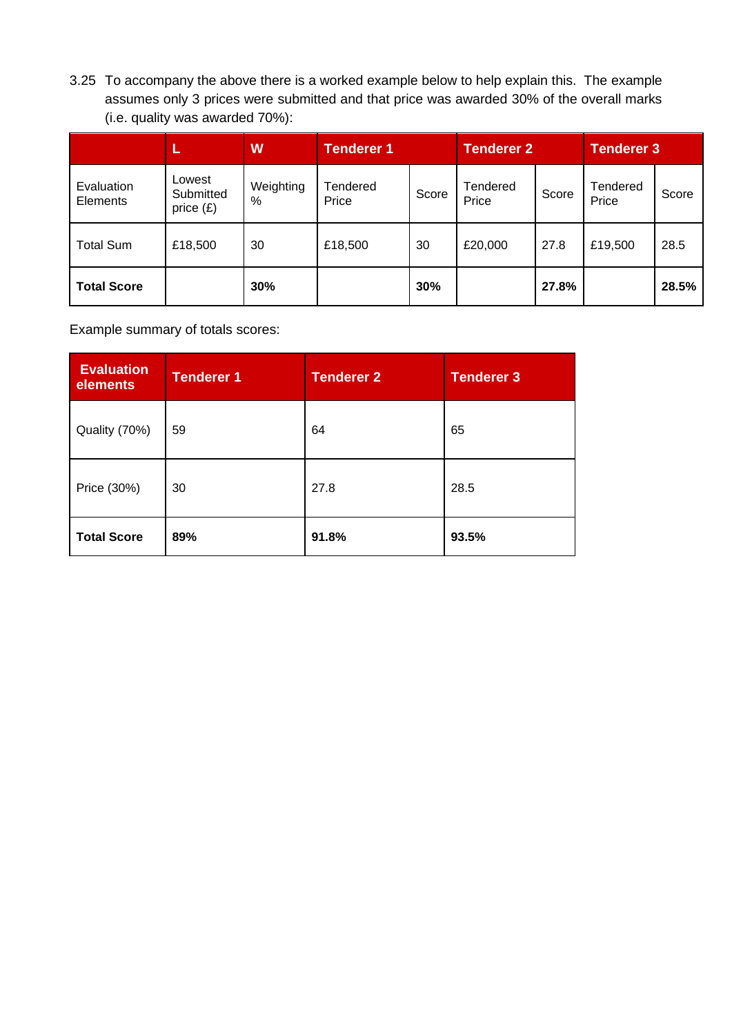3.25 To accompany the above there is a worked example below to help explain this. The example assumes only 3 prices were submitted and that price was awarded 30% of the overall marks (i.e. quality was awarded 70%):

| | L | W | Tenderer 1 | | Tenderer 2 | | Tenderer 3 | |
|---|---|---|---|---|---|---|---|---|
| Evaluation Elements | Lowest Submitted price (£) | Weighting % | Tendered Price | Score | Tendered Price | Score | Tendered Price | Score |
| Total Sum | £18,500 | 30 | £18,500 | 30 | £20,000 | 27.8 | £19,500 | 28.5 |
| **Total Score** | | **30%** | | **30%** | | **27.8%** | | **28.5%** |

Example summary of totals scores:

| Evaluation elements | Tenderer 1 | Tenderer 2 | Tenderer 3 |
|---|---|---|---|
| Quality (70%) | 59 | 64 | 65 |
| Price (30%) | 30 | 27.8 | 28.5 |
| **Total Score** | **89%** | **91.8%** | **93.5%** |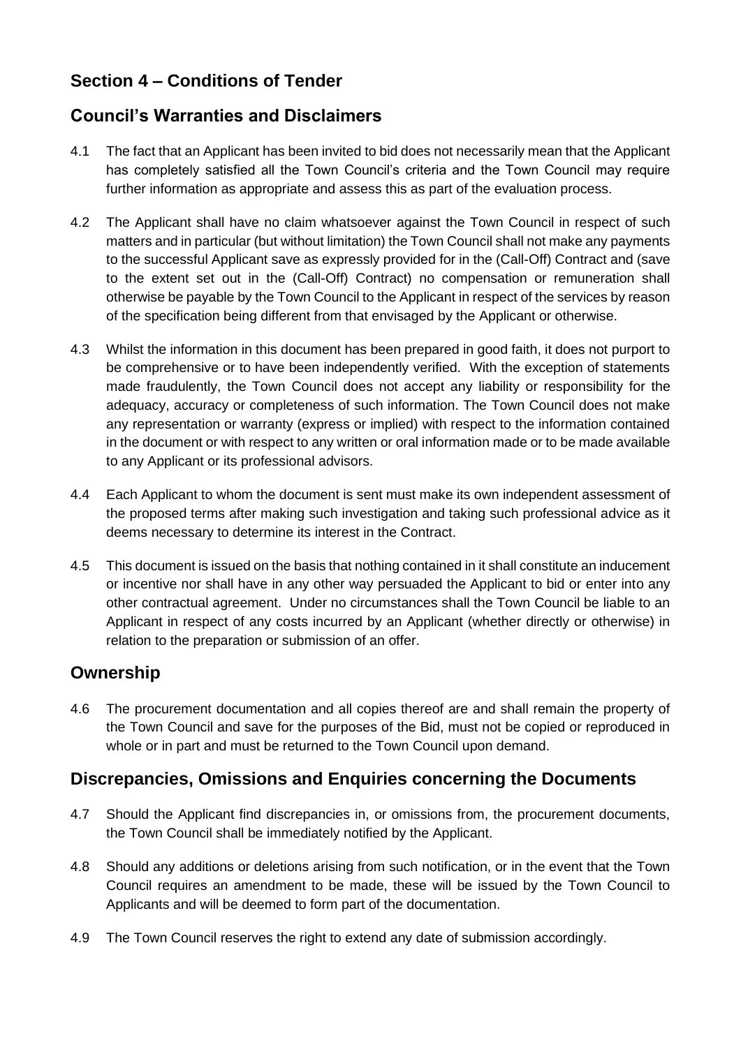## Section 4 – Conditions of Tender

## Council's Warranties and Disclaimers

4.1 The fact that an Applicant has been invited to bid does not necessarily mean that the Applicant has completely satisfied all the Town Council's criteria and the Town Council may require further information as appropriate and assess this as part of the evaluation process.

4.2 The Applicant shall have no claim whatsoever against the Town Council in respect of such matters and in particular (but without limitation) the Town Council shall not make any payments to the successful Applicant save as expressly provided for in the (Call-Off) Contract and (save to the extent set out in the (Call-Off) Contract) no compensation or remuneration shall otherwise be payable by the Town Council to the Applicant in respect of the services by reason of the specification being different from that envisaged by the Applicant or otherwise.

4.3 Whilst the information in this document has been prepared in good faith, it does not purport to be comprehensive or to have been independently verified. With the exception of statements made fraudulently, the Town Council does not accept any liability or responsibility for the adequacy, accuracy or completeness of such information. The Town Council does not make any representation or warranty (express or implied) with respect to the information contained in the document or with respect to any written or oral information made or to be made available to any Applicant or its professional advisors.

4.4 Each Applicant to whom the document is sent must make its own independent assessment of the proposed terms after making such investigation and taking such professional advice as it deems necessary to determine its interest in the Contract.

4.5 This document is issued on the basis that nothing contained in it shall constitute an inducement or incentive nor shall have in any other way persuaded the Applicant to bid or enter into any other contractual agreement. Under no circumstances shall the Town Council be liable to an Applicant in respect of any costs incurred by an Applicant (whether directly or otherwise) in relation to the preparation or submission of an offer.

## Ownership

4.6 The procurement documentation and all copies thereof are and shall remain the property of the Town Council and save for the purposes of the Bid, must not be copied or reproduced in whole or in part and must be returned to the Town Council upon demand.

## Discrepancies, Omissions and Enquiries concerning the Documents

4.7 Should the Applicant find discrepancies in, or omissions from, the procurement documents, the Town Council shall be immediately notified by the Applicant.

4.8 Should any additions or deletions arising from such notification, or in the event that the Town Council requires an amendment to be made, these will be issued by the Town Council to Applicants and will be deemed to form part of the documentation.

4.9 The Town Council reserves the right to extend any date of submission accordingly.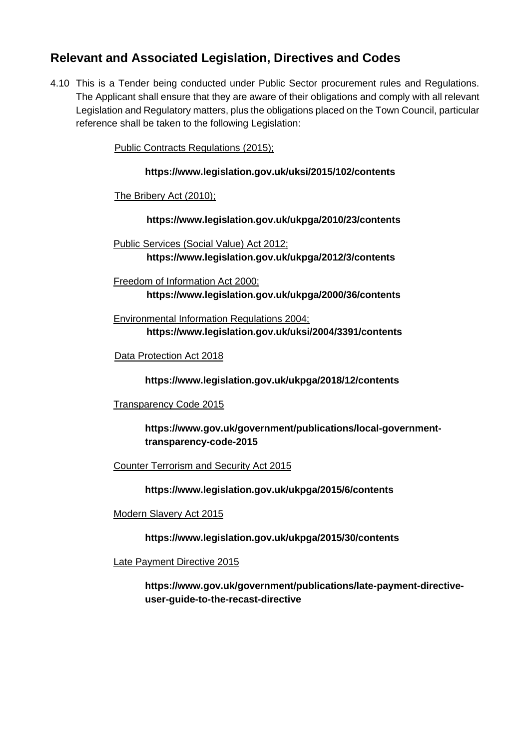## Relevant and Associated Legislation, Directives and Codes

4.10 This is a Tender being conducted under Public Sector procurement rules and Regulations. The Applicant shall ensure that they are aware of their obligations and comply with all relevant Legislation and Regulatory matters, plus the obligations placed on the Town Council, particular reference shall be taken to the following Legislation:

Public Contracts Regulations (2015);

**https://www.legislation.gov.uk/uksi/2015/102/contents**

The Bribery Act (2010);

**https://www.legislation.gov.uk/ukpga/2010/23/contents**

Public Services (Social Value) Act 2012;
**https://www.legislation.gov.uk/ukpga/2012/3/contents**

Freedom of Information Act 2000;
**https://www.legislation.gov.uk/ukpga/2000/36/contents**

Environmental Information Regulations 2004;
**https://www.legislation.gov.uk/uksi/2004/3391/contents**

Data Protection Act 2018

**https://www.legislation.gov.uk/ukpga/2018/12/contents**

Transparency Code 2015

**https://www.gov.uk/government/publications/local-government-transparency-code-2015**

Counter Terrorism and Security Act 2015

**https://www.legislation.gov.uk/ukpga/2015/6/contents**

Modern Slavery Act 2015

**https://www.legislation.gov.uk/ukpga/2015/30/contents**

Late Payment Directive 2015

**https://www.gov.uk/government/publications/late-payment-directive-user-guide-to-the-recast-directive**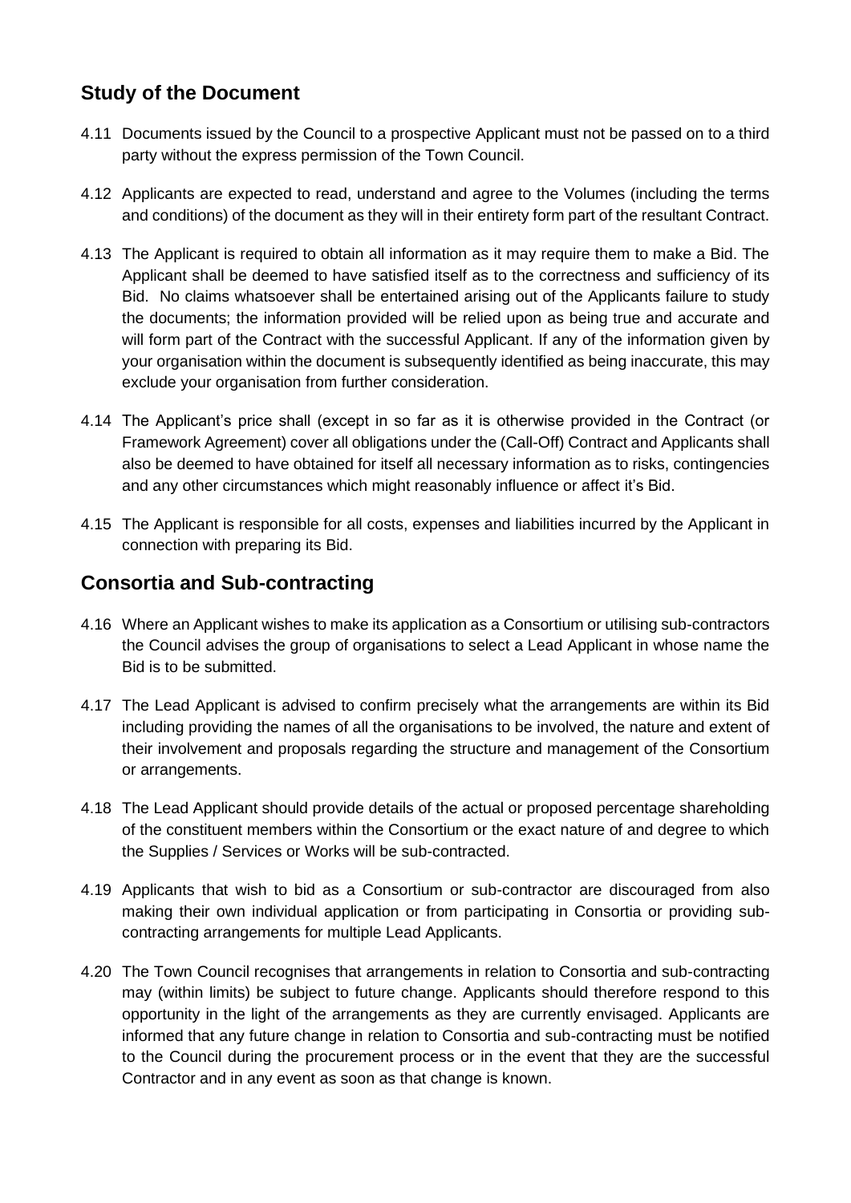## Study of the Document

4.11 Documents issued by the Council to a prospective Applicant must not be passed on to a third party without the express permission of the Town Council.

4.12 Applicants are expected to read, understand and agree to the Volumes (including the terms and conditions) of the document as they will in their entirety form part of the resultant Contract.

4.13 The Applicant is required to obtain all information as it may require them to make a Bid. The Applicant shall be deemed to have satisfied itself as to the correctness and sufficiency of its Bid. No claims whatsoever shall be entertained arising out of the Applicants failure to study the documents; the information provided will be relied upon as being true and accurate and will form part of the Contract with the successful Applicant. If any of the information given by your organisation within the document is subsequently identified as being inaccurate, this may exclude your organisation from further consideration.

4.14 The Applicant's price shall (except in so far as it is otherwise provided in the Contract (or Framework Agreement) cover all obligations under the (Call-Off) Contract and Applicants shall also be deemed to have obtained for itself all necessary information as to risks, contingencies and any other circumstances which might reasonably influence or affect it's Bid.

4.15 The Applicant is responsible for all costs, expenses and liabilities incurred by the Applicant in connection with preparing its Bid.

## Consortia and Sub-contracting

4.16 Where an Applicant wishes to make its application as a Consortium or utilising sub-contractors the Council advises the group of organisations to select a Lead Applicant in whose name the Bid is to be submitted.

4.17 The Lead Applicant is advised to confirm precisely what the arrangements are within its Bid including providing the names of all the organisations to be involved, the nature and extent of their involvement and proposals regarding the structure and management of the Consortium or arrangements.

4.18 The Lead Applicant should provide details of the actual or proposed percentage shareholding of the constituent members within the Consortium or the exact nature of and degree to which the Supplies / Services or Works will be sub-contracted.

4.19 Applicants that wish to bid as a Consortium or sub-contractor are discouraged from also making their own individual application or from participating in Consortia or providing sub-contracting arrangements for multiple Lead Applicants.

4.20 The Town Council recognises that arrangements in relation to Consortia and sub-contracting may (within limits) be subject to future change. Applicants should therefore respond to this opportunity in the light of the arrangements as they are currently envisaged. Applicants are informed that any future change in relation to Consortia and sub-contracting must be notified to the Council during the procurement process or in the event that they are the successful Contractor and in any event as soon as that change is known.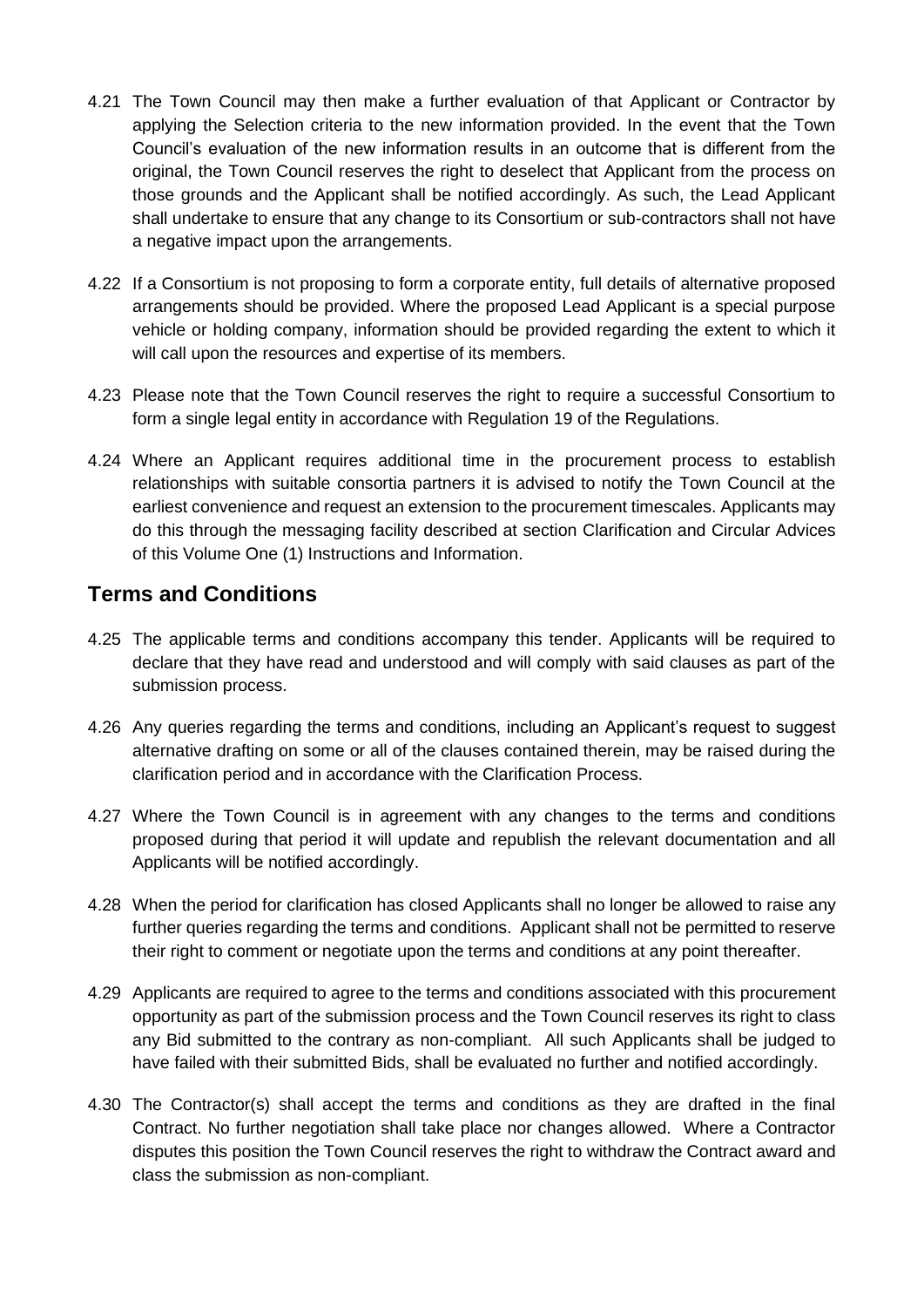4.21 The Town Council may then make a further evaluation of that Applicant or Contractor by applying the Selection criteria to the new information provided. In the event that the Town Council's evaluation of the new information results in an outcome that is different from the original, the Town Council reserves the right to deselect that Applicant from the process on those grounds and the Applicant shall be notified accordingly. As such, the Lead Applicant shall undertake to ensure that any change to its Consortium or sub-contractors shall not have a negative impact upon the arrangements.

4.22 If a Consortium is not proposing to form a corporate entity, full details of alternative proposed arrangements should be provided. Where the proposed Lead Applicant is a special purpose vehicle or holding company, information should be provided regarding the extent to which it will call upon the resources and expertise of its members.

4.23 Please note that the Town Council reserves the right to require a successful Consortium to form a single legal entity in accordance with Regulation 19 of the Regulations.

4.24 Where an Applicant requires additional time in the procurement process to establish relationships with suitable consortia partners it is advised to notify the Town Council at the earliest convenience and request an extension to the procurement timescales. Applicants may do this through the messaging facility described at section Clarification and Circular Advices of this Volume One (1) Instructions and Information.

## Terms and Conditions

4.25 The applicable terms and conditions accompany this tender. Applicants will be required to declare that they have read and understood and will comply with said clauses as part of the submission process.

4.26 Any queries regarding the terms and conditions, including an Applicant's request to suggest alternative drafting on some or all of the clauses contained therein, may be raised during the clarification period and in accordance with the Clarification Process.

4.27 Where the Town Council is in agreement with any changes to the terms and conditions proposed during that period it will update and republish the relevant documentation and all Applicants will be notified accordingly.

4.28 When the period for clarification has closed Applicants shall no longer be allowed to raise any further queries regarding the terms and conditions. Applicant shall not be permitted to reserve their right to comment or negotiate upon the terms and conditions at any point thereafter.

4.29 Applicants are required to agree to the terms and conditions associated with this procurement opportunity as part of the submission process and the Town Council reserves its right to class any Bid submitted to the contrary as non-compliant. All such Applicants shall be judged to have failed with their submitted Bids, shall be evaluated no further and notified accordingly.

4.30 The Contractor(s) shall accept the terms and conditions as they are drafted in the final Contract. No further negotiation shall take place nor changes allowed. Where a Contractor disputes this position the Town Council reserves the right to withdraw the Contract award and class the submission as non-compliant.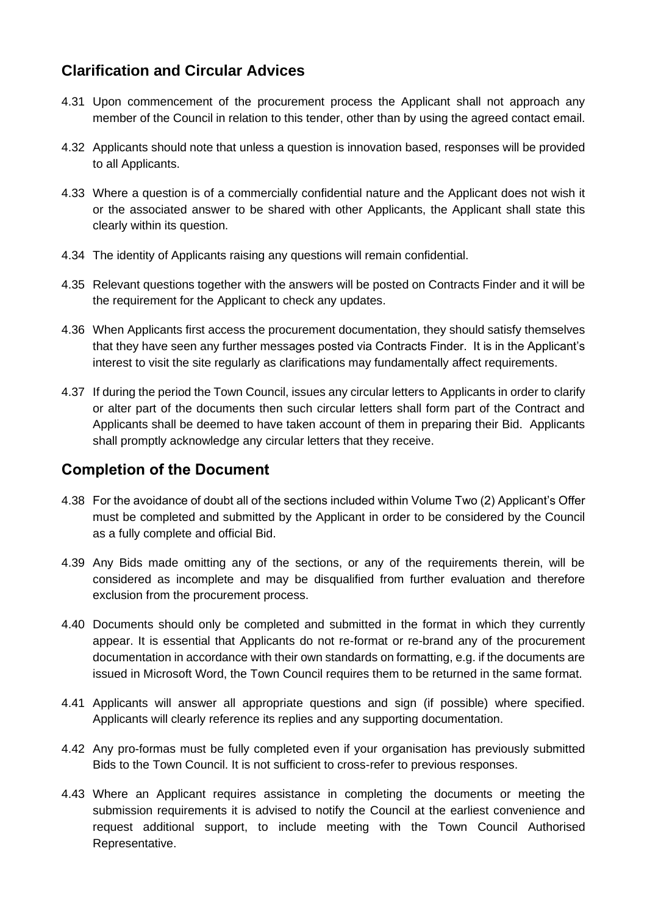## Clarification and Circular Advices

4.31 Upon commencement of the procurement process the Applicant shall not approach any member of the Council in relation to this tender, other than by using the agreed contact email.

4.32 Applicants should note that unless a question is innovation based, responses will be provided to all Applicants.

4.33 Where a question is of a commercially confidential nature and the Applicant does not wish it or the associated answer to be shared with other Applicants, the Applicant shall state this clearly within its question.

4.34 The identity of Applicants raising any questions will remain confidential.

4.35 Relevant questions together with the answers will be posted on Contracts Finder and it will be the requirement for the Applicant to check any updates.

4.36 When Applicants first access the procurement documentation, they should satisfy themselves that they have seen any further messages posted via Contracts Finder. It is in the Applicant's interest to visit the site regularly as clarifications may fundamentally affect requirements.

4.37 If during the period the Town Council, issues any circular letters to Applicants in order to clarify or alter part of the documents then such circular letters shall form part of the Contract and Applicants shall be deemed to have taken account of them in preparing their Bid. Applicants shall promptly acknowledge any circular letters that they receive.

## Completion of the Document

4.38 For the avoidance of doubt all of the sections included within Volume Two (2) Applicant's Offer must be completed and submitted by the Applicant in order to be considered by the Council as a fully complete and official Bid.

4.39 Any Bids made omitting any of the sections, or any of the requirements therein, will be considered as incomplete and may be disqualified from further evaluation and therefore exclusion from the procurement process.

4.40 Documents should only be completed and submitted in the format in which they currently appear. It is essential that Applicants do not re-format or re-brand any of the procurement documentation in accordance with their own standards on formatting, e.g. if the documents are issued in Microsoft Word, the Town Council requires them to be returned in the same format.

4.41 Applicants will answer all appropriate questions and sign (if possible) where specified. Applicants will clearly reference its replies and any supporting documentation.

4.42 Any pro-formas must be fully completed even if your organisation has previously submitted Bids to the Town Council. It is not sufficient to cross-refer to previous responses.

4.43 Where an Applicant requires assistance in completing the documents or meeting the submission requirements it is advised to notify the Council at the earliest convenience and request additional support, to include meeting with the Town Council Authorised Representative.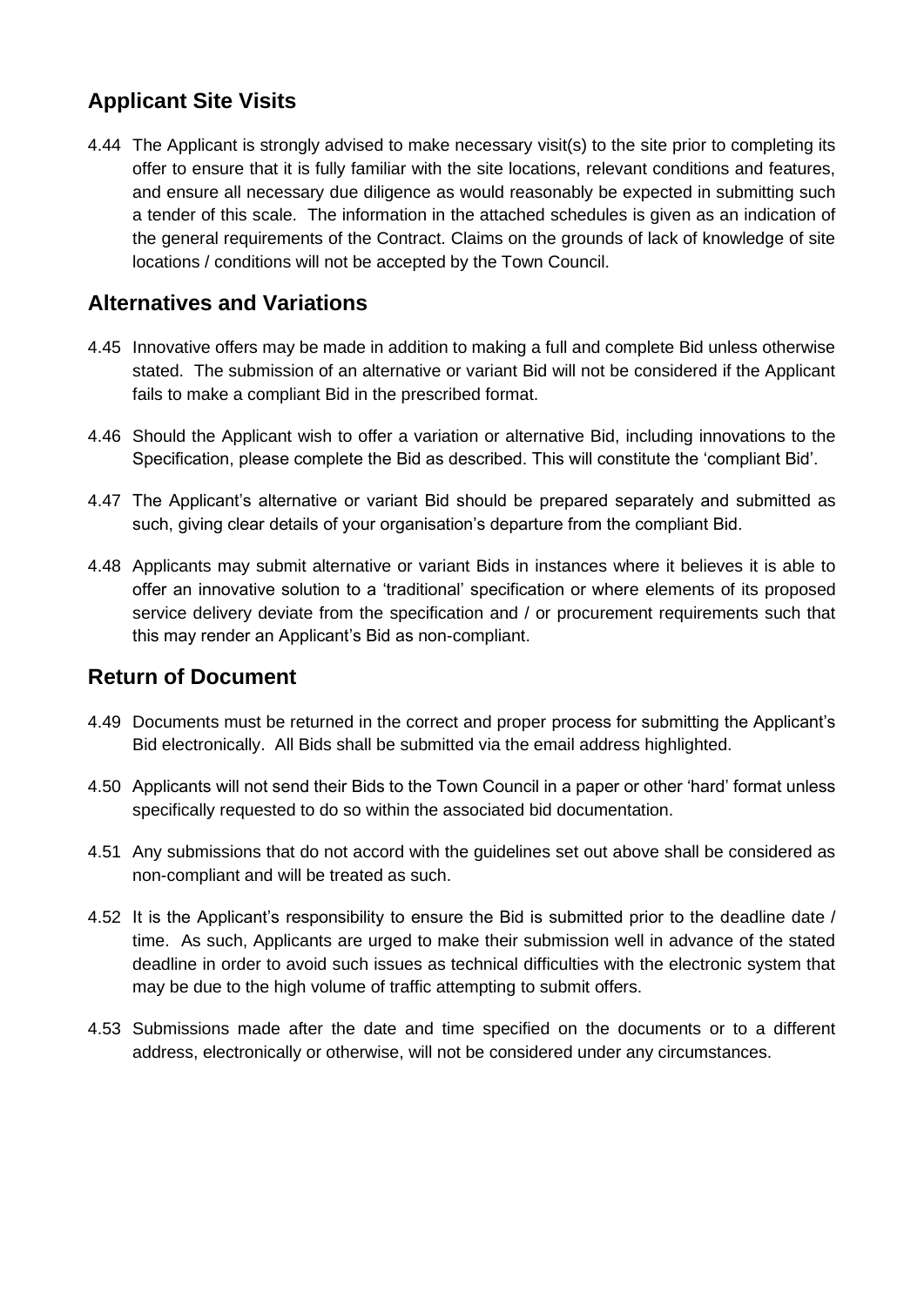## Applicant Site Visits

4.44 The Applicant is strongly advised to make necessary visit(s) to the site prior to completing its offer to ensure that it is fully familiar with the site locations, relevant conditions and features, and ensure all necessary due diligence as would reasonably be expected in submitting such a tender of this scale. The information in the attached schedules is given as an indication of the general requirements of the Contract. Claims on the grounds of lack of knowledge of site locations / conditions will not be accepted by the Town Council.

## Alternatives and Variations

4.45 Innovative offers may be made in addition to making a full and complete Bid unless otherwise stated. The submission of an alternative or variant Bid will not be considered if the Applicant fails to make a compliant Bid in the prescribed format.

4.46 Should the Applicant wish to offer a variation or alternative Bid, including innovations to the Specification, please complete the Bid as described. This will constitute the 'compliant Bid'.

4.47 The Applicant's alternative or variant Bid should be prepared separately and submitted as such, giving clear details of your organisation's departure from the compliant Bid.

4.48 Applicants may submit alternative or variant Bids in instances where it believes it is able to offer an innovative solution to a 'traditional' specification or where elements of its proposed service delivery deviate from the specification and / or procurement requirements such that this may render an Applicant's Bid as non-compliant.

## Return of Document

4.49 Documents must be returned in the correct and proper process for submitting the Applicant's Bid electronically. All Bids shall be submitted via the email address highlighted.

4.50 Applicants will not send their Bids to the Town Council in a paper or other 'hard' format unless specifically requested to do so within the associated bid documentation.

4.51 Any submissions that do not accord with the guidelines set out above shall be considered as non-compliant and will be treated as such.

4.52 It is the Applicant's responsibility to ensure the Bid is submitted prior to the deadline date / time. As such, Applicants are urged to make their submission well in advance of the stated deadline in order to avoid such issues as technical difficulties with the electronic system that may be due to the high volume of traffic attempting to submit offers.

4.53 Submissions made after the date and time specified on the documents or to a different address, electronically or otherwise, will not be considered under any circumstances.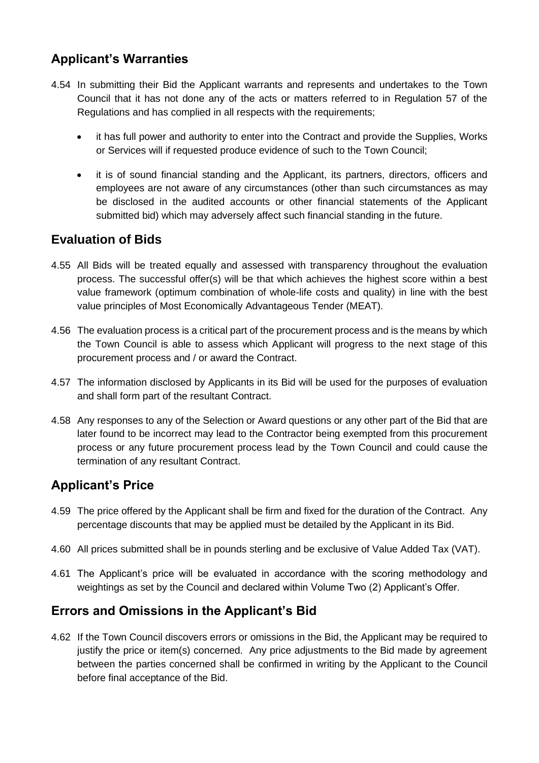## Applicant's Warranties

4.54 In submitting their Bid the Applicant warrants and represents and undertakes to the Town Council that it has not done any of the acts or matters referred to in Regulation 57 of the Regulations and has complied in all respects with the requirements;

- it has full power and authority to enter into the Contract and provide the Supplies, Works or Services will if requested produce evidence of such to the Town Council;
- it is of sound financial standing and the Applicant, its partners, directors, officers and employees are not aware of any circumstances (other than such circumstances as may be disclosed in the audited accounts or other financial statements of the Applicant submitted bid) which may adversely affect such financial standing in the future.

## Evaluation of Bids

4.55 All Bids will be treated equally and assessed with transparency throughout the evaluation process. The successful offer(s) will be that which achieves the highest score within a best value framework (optimum combination of whole-life costs and quality) in line with the best value principles of Most Economically Advantageous Tender (MEAT).

4.56 The evaluation process is a critical part of the procurement process and is the means by which the Town Council is able to assess which Applicant will progress to the next stage of this procurement process and / or award the Contract.

4.57 The information disclosed by Applicants in its Bid will be used for the purposes of evaluation and shall form part of the resultant Contract.

4.58 Any responses to any of the Selection or Award questions or any other part of the Bid that are later found to be incorrect may lead to the Contractor being exempted from this procurement process or any future procurement process lead by the Town Council and could cause the termination of any resultant Contract.

## Applicant's Price

4.59 The price offered by the Applicant shall be firm and fixed for the duration of the Contract. Any percentage discounts that may be applied must be detailed by the Applicant in its Bid.

4.60 All prices submitted shall be in pounds sterling and be exclusive of Value Added Tax (VAT).

4.61 The Applicant's price will be evaluated in accordance with the scoring methodology and weightings as set by the Council and declared within Volume Two (2) Applicant's Offer.

## Errors and Omissions in the Applicant's Bid

4.62 If the Town Council discovers errors or omissions in the Bid, the Applicant may be required to justify the price or item(s) concerned. Any price adjustments to the Bid made by agreement between the parties concerned shall be confirmed in writing by the Applicant to the Council before final acceptance of the Bid.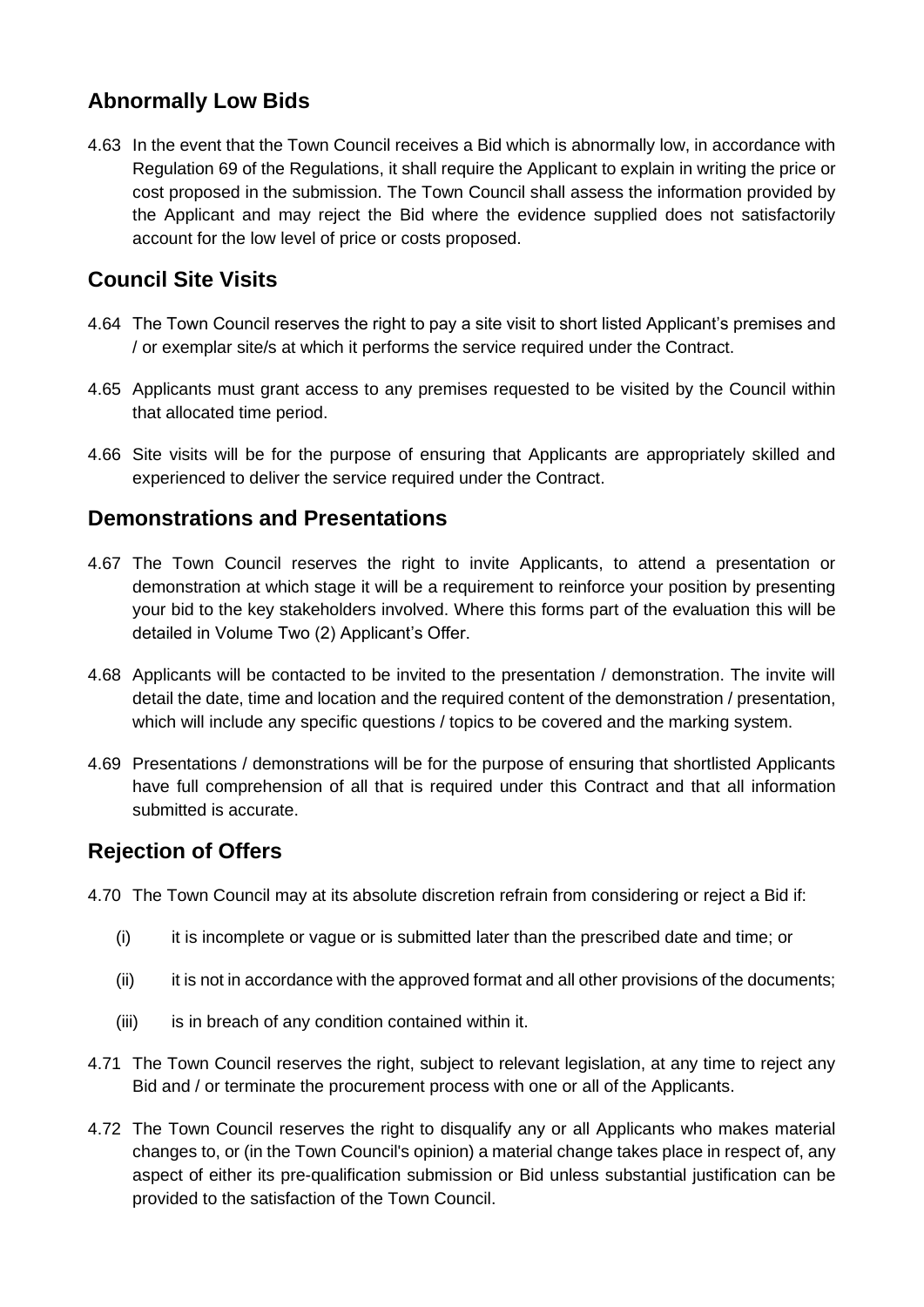## Abnormally Low Bids

4.63 In the event that the Town Council receives a Bid which is abnormally low, in accordance with Regulation 69 of the Regulations, it shall require the Applicant to explain in writing the price or cost proposed in the submission. The Town Council shall assess the information provided by the Applicant and may reject the Bid where the evidence supplied does not satisfactorily account for the low level of price or costs proposed.

## Council Site Visits

4.64 The Town Council reserves the right to pay a site visit to short listed Applicant's premises and / or exemplar site/s at which it performs the service required under the Contract.

4.65 Applicants must grant access to any premises requested to be visited by the Council within that allocated time period.

4.66 Site visits will be for the purpose of ensuring that Applicants are appropriately skilled and experienced to deliver the service required under the Contract.

## Demonstrations and Presentations

4.67 The Town Council reserves the right to invite Applicants, to attend a presentation or demonstration at which stage it will be a requirement to reinforce your position by presenting your bid to the key stakeholders involved. Where this forms part of the evaluation this will be detailed in Volume Two (2) Applicant's Offer.

4.68 Applicants will be contacted to be invited to the presentation / demonstration. The invite will detail the date, time and location and the required content of the demonstration / presentation, which will include any specific questions / topics to be covered and the marking system.

4.69 Presentations / demonstrations will be for the purpose of ensuring that shortlisted Applicants have full comprehension of all that is required under this Contract and that all information submitted is accurate.

## Rejection of Offers

4.70 The Town Council may at its absolute discretion refrain from considering or reject a Bid if:

(i) it is incomplete or vague or is submitted later than the prescribed date and time; or

(ii) it is not in accordance with the approved format and all other provisions of the documents;

(iii) is in breach of any condition contained within it.

4.71 The Town Council reserves the right, subject to relevant legislation, at any time to reject any Bid and / or terminate the procurement process with one or all of the Applicants.

4.72 The Town Council reserves the right to disqualify any or all Applicants who makes material changes to, or (in the Town Council's opinion) a material change takes place in respect of, any aspect of either its pre-qualification submission or Bid unless substantial justification can be provided to the satisfaction of the Town Council.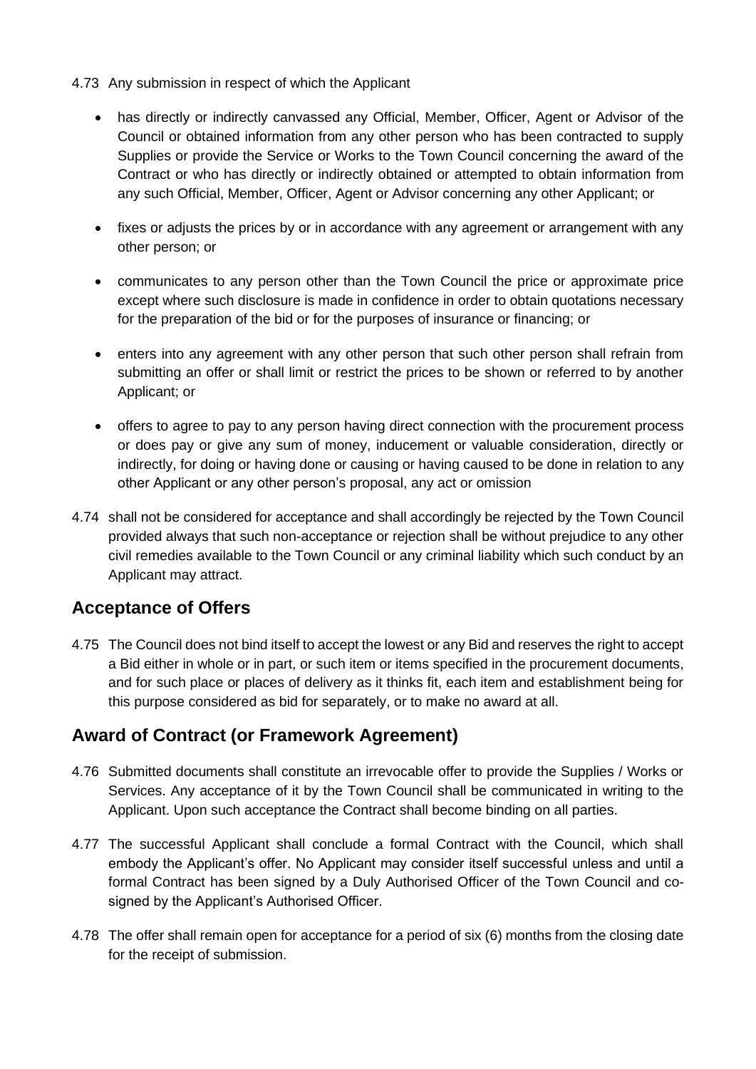4.73 Any submission in respect of which the Applicant

- has directly or indirectly canvassed any Official, Member, Officer, Agent or Advisor of the Council or obtained information from any other person who has been contracted to supply Supplies or provide the Service or Works to the Town Council concerning the award of the Contract or who has directly or indirectly obtained or attempted to obtain information from any such Official, Member, Officer, Agent or Advisor concerning any other Applicant; or

- fixes or adjusts the prices by or in accordance with any agreement or arrangement with any other person; or

- communicates to any person other than the Town Council the price or approximate price except where such disclosure is made in confidence in order to obtain quotations necessary for the preparation of the bid or for the purposes of insurance or financing; or

- enters into any agreement with any other person that such other person shall refrain from submitting an offer or shall limit or restrict the prices to be shown or referred to by another Applicant; or

- offers to agree to pay to any person having direct connection with the procurement process or does pay or give any sum of money, inducement or valuable consideration, directly or indirectly, for doing or having done or causing or having caused to be done in relation to any other Applicant or any other person's proposal, any act or omission

4.74 shall not be considered for acceptance and shall accordingly be rejected by the Town Council provided always that such non-acceptance or rejection shall be without prejudice to any other civil remedies available to the Town Council or any criminal liability which such conduct by an Applicant may attract.

## Acceptance of Offers

4.75 The Council does not bind itself to accept the lowest or any Bid and reserves the right to accept a Bid either in whole or in part, or such item or items specified in the procurement documents, and for such place or places of delivery as it thinks fit, each item and establishment being for this purpose considered as bid for separately, or to make no award at all.

## Award of Contract (or Framework Agreement)

4.76 Submitted documents shall constitute an irrevocable offer to provide the Supplies / Works or Services. Any acceptance of it by the Town Council shall be communicated in writing to the Applicant. Upon such acceptance the Contract shall become binding on all parties.

4.77 The successful Applicant shall conclude a formal Contract with the Council, which shall embody the Applicant's offer. No Applicant may consider itself successful unless and until a formal Contract has been signed by a Duly Authorised Officer of the Town Council and co-signed by the Applicant's Authorised Officer.

4.78 The offer shall remain open for acceptance for a period of six (6) months from the closing date for the receipt of submission.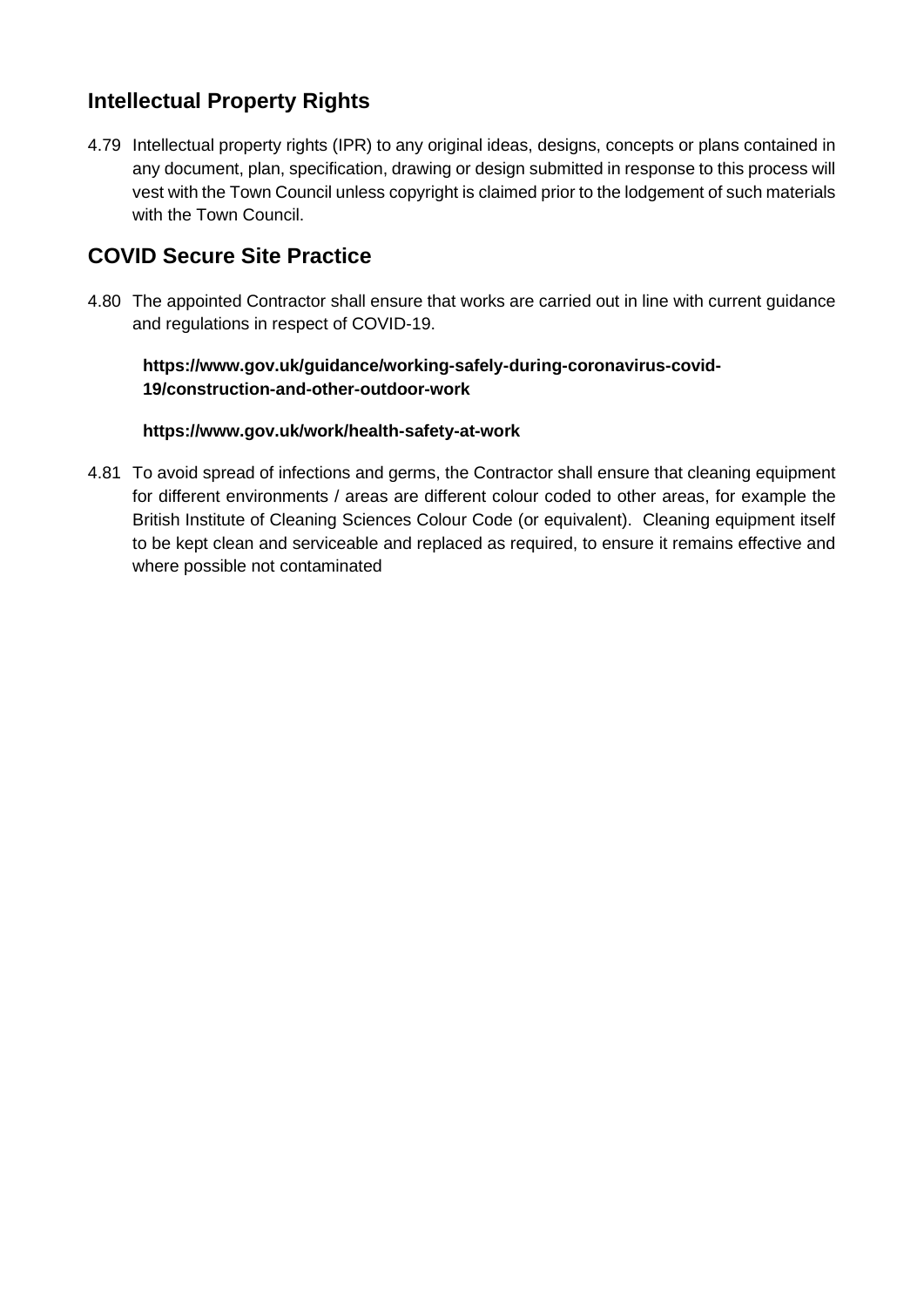## Intellectual Property Rights

4.79 Intellectual property rights (IPR) to any original ideas, designs, concepts or plans contained in any document, plan, specification, drawing or design submitted in response to this process will vest with the Town Council unless copyright is claimed prior to the lodgement of such materials with the Town Council.

## COVID Secure Site Practice

4.80 The appointed Contractor shall ensure that works are carried out in line with current guidance and regulations in respect of COVID-19.

**https://www.gov.uk/guidance/working-safely-during-coronavirus-covid-19/construction-and-other-outdoor-work**

**https://www.gov.uk/work/health-safety-at-work**

4.81 To avoid spread of infections and germs, the Contractor shall ensure that cleaning equipment for different environments / areas are different colour coded to other areas, for example the British Institute of Cleaning Sciences Colour Code (or equivalent). Cleaning equipment itself to be kept clean and serviceable and replaced as required, to ensure it remains effective and where possible not contaminated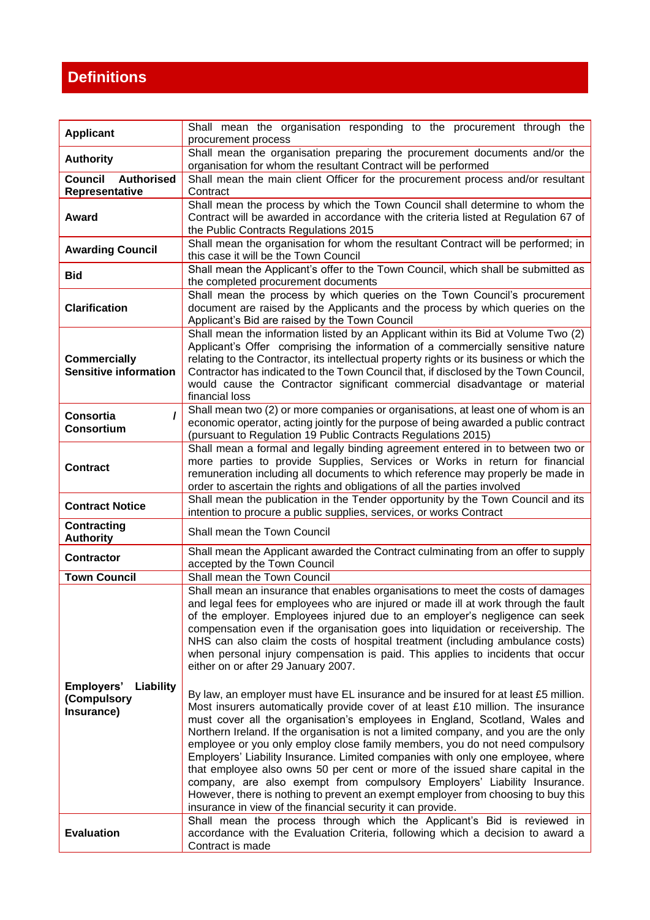# Definitions

| | |
|---|---|
| **Applicant** | Shall mean the organisation responding to the procurement through the procurement process |
| **Authority** | Shall mean the organisation preparing the procurement documents and/or the organisation for whom the resultant Contract will be performed |
| **Council Authorised Representative** | Shall mean the main client Officer for the procurement process and/or resultant Contract |
| **Award** | Shall mean the process by which the Town Council shall determine to whom the Contract will be awarded in accordance with the criteria listed at Regulation 67 of the Public Contracts Regulations 2015 |
| **Awarding Council** | Shall mean the organisation for whom the resultant Contract will be performed; in this case it will be the Town Council |
| **Bid** | Shall mean the Applicant's offer to the Town Council, which shall be submitted as the completed procurement documents |
| **Clarification** | Shall mean the process by which queries on the Town Council's procurement document are raised by the Applicants and the process by which queries on the Applicant's Bid are raised by the Town Council |
| **Commercially Sensitive information** | Shall mean the information listed by an Applicant within its Bid at Volume Two (2) Applicant's Offer comprising the information of a commercially sensitive nature relating to the Contractor, its intellectual property rights or its business or which the Contractor has indicated to the Town Council that, if disclosed by the Town Council, would cause the Contractor significant commercial disadvantage or material financial loss |
| **Consortia / Consortium** | Shall mean two (2) or more companies or organisations, at least one of whom is an economic operator, acting jointly for the purpose of being awarded a public contract (pursuant to Regulation 19 Public Contracts Regulations 2015) |
| **Contract** | Shall mean a formal and legally binding agreement entered in to between two or more parties to provide Supplies, Services or Works in return for financial remuneration including all documents to which reference may properly be made in order to ascertain the rights and obligations of all the parties involved |
| **Contract Notice** | Shall mean the publication in the Tender opportunity by the Town Council and its intention to procure a public supplies, services, or works Contract |
| **Contracting Authority** | Shall mean the Town Council |
| **Contractor** | Shall mean the Applicant awarded the Contract culminating from an offer to supply accepted by the Town Council |
| **Town Council** | Shall mean the Town Council |
| **Employers' Liability (Compulsory Insurance)** | Shall mean an insurance that enables organisations to meet the costs of damages and legal fees for employees who are injured or made ill at work through the fault of the employer. Employees injured due to an employer's negligence can seek compensation even if the organisation goes into liquidation or receivership. The NHS can also claim the costs of hospital treatment (including ambulance costs) when personal injury compensation is paid. This applies to incidents that occur either on or after 29 January 2007.<br><br>By law, an employer must have EL insurance and be insured for at least £5 million. Most insurers automatically provide cover of at least £10 million. The insurance must cover all the organisation's employees in England, Scotland, Wales and Northern Ireland. If the organisation is not a limited company, and you are the only employee or you only employ close family members, you do not need compulsory Employers' Liability Insurance. Limited companies with only one employee, where that employee also owns 50 per cent or more of the issued share capital in the company, are also exempt from compulsory Employers' Liability Insurance. However, there is nothing to prevent an exempt employer from choosing to buy this insurance in view of the financial security it can provide. |
| **Evaluation** | Shall mean the process through which the Applicant's Bid is reviewed in accordance with the Evaluation Criteria, following which a decision to award a Contract is made |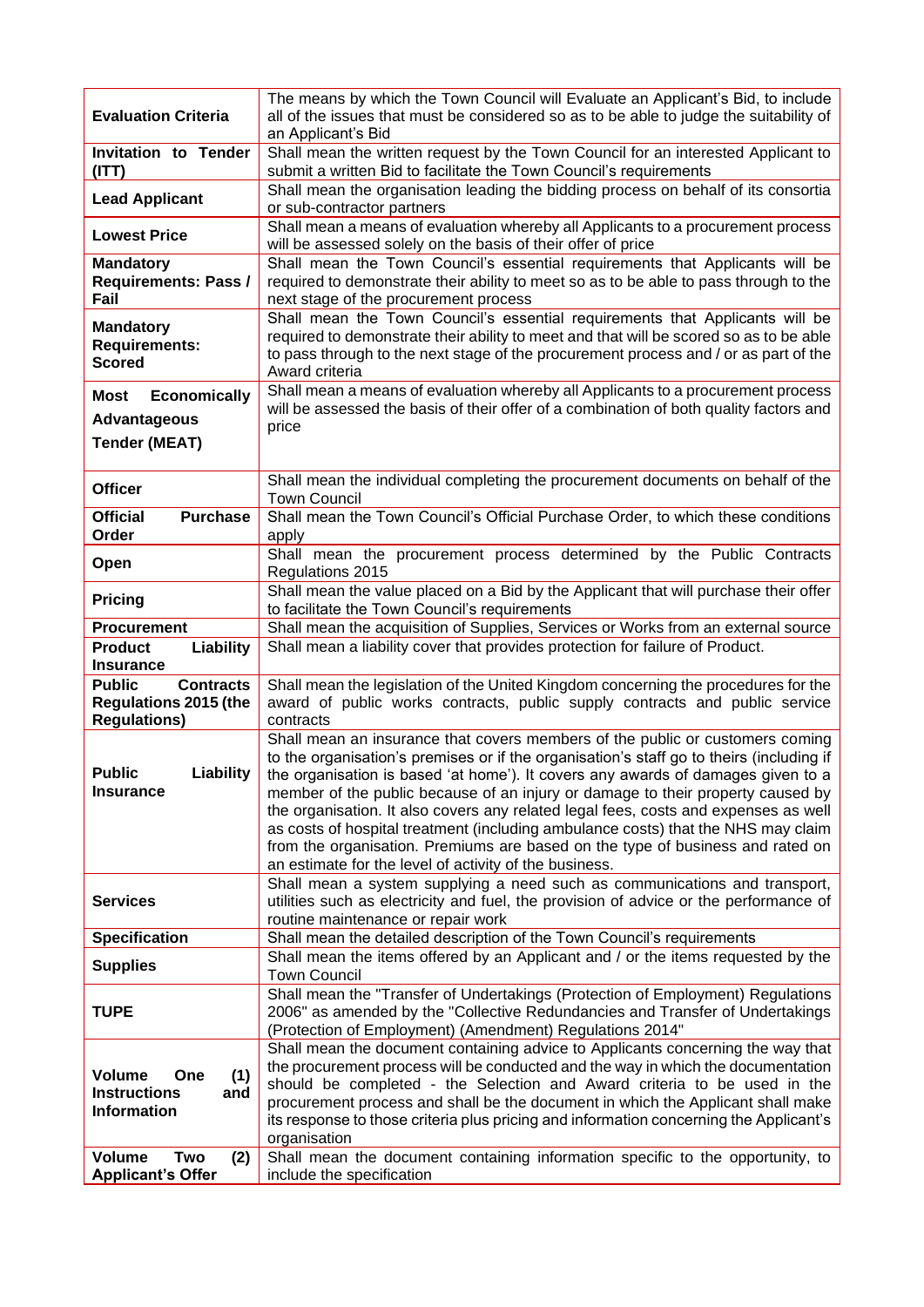| | |
|---|---|
| **Evaluation Criteria** | The means by which the Town Council will Evaluate an Applicant's Bid, to include all of the issues that must be considered so as to be able to judge the suitability of an Applicant's Bid |
| **Invitation to Tender (ITT)** | Shall mean the written request by the Town Council for an interested Applicant to submit a written Bid to facilitate the Town Council's requirements |
| **Lead Applicant** | Shall mean the organisation leading the bidding process on behalf of its consortia or sub-contractor partners |
| **Lowest Price** | Shall mean a means of evaluation whereby all Applicants to a procurement process will be assessed solely on the basis of their offer of price |
| **Mandatory Requirements: Pass / Fail** | Shall mean the Town Council's essential requirements that Applicants will be required to demonstrate their ability to meet so as to be able to pass through to the next stage of the procurement process |
| **Mandatory Requirements: Scored** | Shall mean the Town Council's essential requirements that Applicants will be required to demonstrate their ability to meet and that will be scored so as to be able to pass through to the next stage of the procurement process and / or as part of the Award criteria |
| **Most Economically Advantageous Tender (MEAT)** | Shall mean a means of evaluation whereby all Applicants to a procurement process will be assessed the basis of their offer of a combination of both quality factors and price |
| **Officer** | Shall mean the individual completing the procurement documents on behalf of the Town Council |
| **Official Purchase Order** | Shall mean the Town Council's Official Purchase Order, to which these conditions apply |
| **Open** | Shall mean the procurement process determined by the Public Contracts Regulations 2015 |
| **Pricing** | Shall mean the value placed on a Bid by the Applicant that will purchase their offer to facilitate the Town Council's requirements |
| **Procurement** | Shall mean the acquisition of Supplies, Services or Works from an external source |
| **Product Liability Insurance** | Shall mean a liability cover that provides protection for failure of Product. |
| **Public Contracts Regulations 2015 (the Regulations)** | Shall mean the legislation of the United Kingdom concerning the procedures for the award of public works contracts, public supply contracts and public service contracts |
| **Public Liability Insurance** | Shall mean an insurance that covers members of the public or customers coming to the organisation's premises or if the organisation's staff go to theirs (including if the organisation is based 'at home'). It covers any awards of damages given to a member of the public because of an injury or damage to their property caused by the organisation. It also covers any related legal fees, costs and expenses as well as costs of hospital treatment (including ambulance costs) that the NHS may claim from the organisation. Premiums are based on the type of business and rated on an estimate for the level of activity of the business. |
| **Services** | Shall mean a system supplying a need such as communications and transport, utilities such as electricity and fuel, the provision of advice or the performance of routine maintenance or repair work |
| **Specification** | Shall mean the detailed description of the Town Council's requirements |
| **Supplies** | Shall mean the items offered by an Applicant and / or the items requested by the Town Council |
| **TUPE** | Shall mean the "Transfer of Undertakings (Protection of Employment) Regulations 2006" as amended by the "Collective Redundancies and Transfer of Undertakings (Protection of Employment) (Amendment) Regulations 2014" |
| **Volume One (1) Instructions and Information** | Shall mean the document containing advice to Applicants concerning the way that the procurement process will be conducted and the way in which the documentation should be completed - the Selection and Award criteria to be used in the procurement process and shall be the document in which the Applicant shall make its response to those criteria plus pricing and information concerning the Applicant's organisation |
| **Volume Two (2) Applicant's Offer** | Shall mean the document containing information specific to the opportunity, to include the specification |